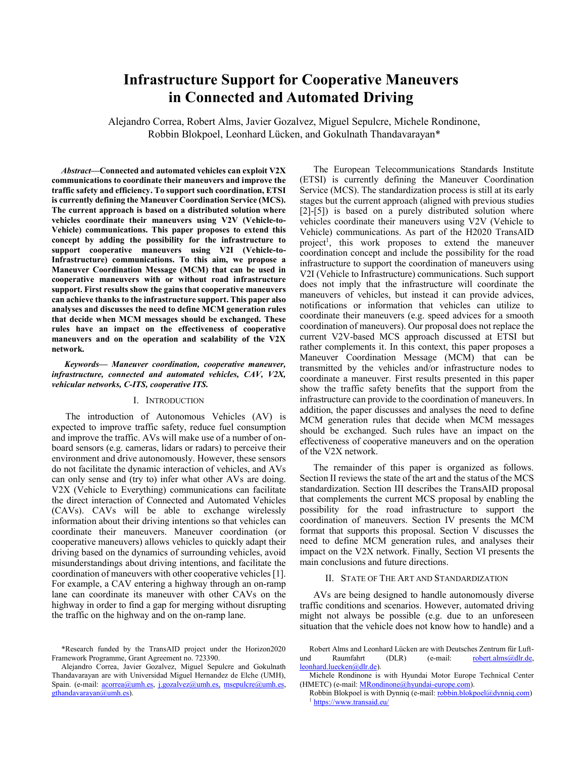# Infrastructure Support for Cooperative Maneuvers in Connected and Automated Driving

Alejandro Correa, Robert Alms, Javier Gozalvez, Miguel Sepulcre, Michele Rondinone, Robbin Blokpoel, Leonhard Lücken, and Gokulnath Thandavarayan*

***Abstract*—Connected and automated vehicles can exploit V2X communications to coordinate their maneuvers and improve the traffic safety and efficiency. To support such coordination, ETSI is currently defining the Maneuver Coordination Service (MCS). The current approach is based on a distributed solution where vehicles coordinate their maneuvers using V2V (Vehicle-to-Vehicle) communications. This paper proposes to extend this concept by adding the possibility for the infrastructure to support cooperative maneuvers using V2I (Vehicle-to-Infrastructure) communications. To this aim, we propose a Maneuver Coordination Message (MCM) that can be used in cooperative maneuvers with or without road infrastructure support. First results show the gains that cooperative maneuvers can achieve thanks to the infrastructure support. This paper also analyses and discusses the need to define MCM generation rules that decide when MCM messages should be exchanged. These rules have an impact on the effectiveness of cooperative maneuvers and on the operation and scalability of the V2X network.**

***Keywords— Maneuver coordination, cooperative maneuver, infrastructure, connected and automated vehicles, CAV, V2X, vehicular networks, C-ITS, cooperative ITS.***

## I. INTRODUCTION

The introduction of Autonomous Vehicles (AV) is expected to improve traffic safety, reduce fuel consumption and improve the traffic. AVs will make use of a number of on-board sensors (e.g. cameras, lidars or radars) to perceive their environment and drive autonomously. However, these sensors do not facilitate the dynamic interaction of vehicles, and AVs can only sense and (try to) infer what other AVs are doing. V2X (Vehicle to Everything) communications can facilitate the direct interaction of Connected and Automated Vehicles (CAVs). CAVs will be able to exchange wirelessly information about their driving intentions so that vehicles can coordinate their maneuvers. Maneuver coordination (or cooperative maneuvers) allows vehicles to quickly adapt their driving based on the dynamics of surrounding vehicles, avoid misunderstandings about driving intentions, and facilitate the coordination of maneuvers with other cooperative vehicles [1]. For example, a CAV entering a highway through an on-ramp lane can coordinate its maneuver with other CAVs on the highway in order to find a gap for merging without disrupting the traffic on the highway and on the on-ramp lane.

The European Telecommunications Standards Institute (ETSI) is currently defining the Maneuver Coordination Service (MCS). The standardization process is still at its early stages but the current approach (aligned with previous studies [2]-[5]) is based on a purely distributed solution where vehicles coordinate their maneuvers using V2V (Vehicle to Vehicle) communications. As part of the H2020 TransAID project[1], this work proposes to extend the maneuver coordination concept and include the possibility for the road infrastructure to support the coordination of maneuvers using V2I (Vehicle to Infrastructure) communications. Such support does not imply that the infrastructure will coordinate the maneuvers of vehicles, but instead it can provide advices, notifications or information that vehicles can utilize to coordinate their maneuvers (e.g. speed advices for a smooth coordination of maneuvers). Our proposal does not replace the current V2V-based MCS approach discussed at ETSI but rather complements it. In this context, this paper proposes a Maneuver Coordination Message (MCM) that can be transmitted by the vehicles and/or infrastructure nodes to coordinate a maneuver. First results presented in this paper show the traffic safety benefits that the support from the infrastructure can provide to the coordination of maneuvers. In addition, the paper discusses and analyses the need to define MCM generation rules that decide when MCM messages should be exchanged. Such rules have an impact on the effectiveness of cooperative maneuvers and on the operation of the V2X network.

The remainder of this paper is organized as follows. Section II reviews the state of the art and the status of the MCS standardization. Section III describes the TransAID proposal that complements the current MCS proposal by enabling the possibility for the road infrastructure to support the coordination of maneuvers. Section IV presents the MCM format that supports this proposal. Section V discusses the need to define MCM generation rules, and analyses their impact on the V2X network. Finally, Section VI presents the main conclusions and future directions.

## II. STATE OF THE ART AND STANDARDIZATION

AVs are being designed to handle autonomously diverse traffic conditions and scenarios. However, automated driving might not always be possible (e.g. due to an unforeseen situation that the vehicle does not know how to handle) and a

*Research funded by the TransAID project under the Horizon2020 Framework Programme, Grant Agreement no. 723390.

Alejandro Correa, Javier Gozalvez, Miguel Sepulcre and Gokulnath Thandavarayan are with Universidad Miguel Hernandez de Elche (UMH), Spain. (e-mail: acorrea@umh.es, j.gozalvez@umh.es, msepulcre@umh.es, gthandavarayan@umh.es).

Robert Alms and Leonhard Lücken are with Deutsches Zentrum für Luft- und Raumfahrt (DLR) (e-mail: robert.alms@dlr.de, leonhard.luecken@dlr.de).

Michele Rondinone is with Hyundai Motor Europe Technical Center (HMETC) (e-mail: MRondinone@hyundai-europe.com).

Robbin Blokpoel is with Dynniq (e-mail: robbin.blokpoel@dynniq.com)

[1] https://www.transaid.eu/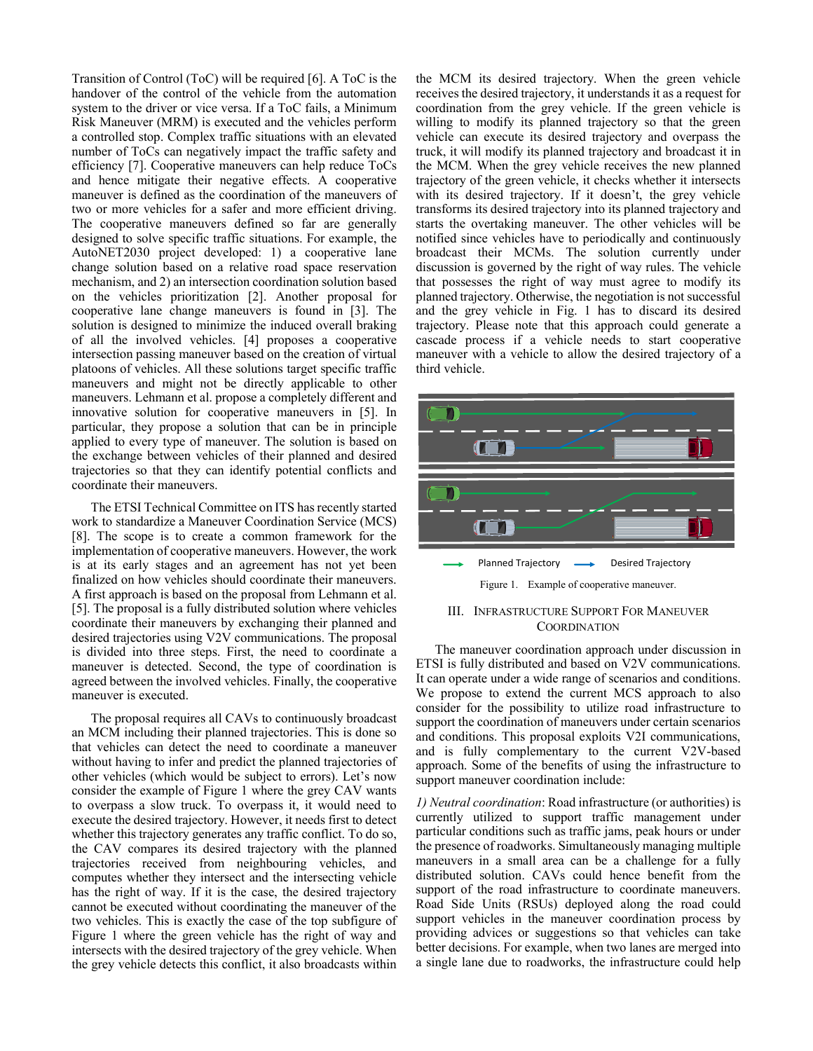Transition of Control (ToC) will be required [6]. A ToC is the handover of the control of the vehicle from the automation system to the driver or vice versa. If a ToC fails, a Minimum Risk Maneuver (MRM) is executed and the vehicles perform a controlled stop. Complex traffic situations with an elevated number of ToCs can negatively impact the traffic safety and efficiency [7]. Cooperative maneuvers can help reduce ToCs and hence mitigate their negative effects. A cooperative maneuver is defined as the coordination of the maneuvers of two or more vehicles for a safer and more efficient driving. The cooperative maneuvers defined so far are generally designed to solve specific traffic situations. For example, the AutoNET2030 project developed: 1) a cooperative lane change solution based on a relative road space reservation mechanism, and 2) an intersection coordination solution based on the vehicles prioritization [2]. Another proposal for cooperative lane change maneuvers is found in [3]. The solution is designed to minimize the induced overall braking of all the involved vehicles. [4] proposes a cooperative intersection passing maneuver based on the creation of virtual platoons of vehicles. All these solutions target specific traffic maneuvers and might not be directly applicable to other maneuvers. Lehmann et al. propose a completely different and innovative solution for cooperative maneuvers in [5]. In particular, they propose a solution that can be in principle applied to every type of maneuver. The solution is based on the exchange between vehicles of their planned and desired trajectories so that they can identify potential conflicts and coordinate their maneuvers.

The ETSI Technical Committee on ITS has recently started work to standardize a Maneuver Coordination Service (MCS) [8]. The scope is to create a common framework for the implementation of cooperative maneuvers. However, the work is at its early stages and an agreement has not yet been finalized on how vehicles should coordinate their maneuvers. A first approach is based on the proposal from Lehmann et al. [5]. The proposal is a fully distributed solution where vehicles coordinate their maneuvers by exchanging their planned and desired trajectories using V2V communications. The proposal is divided into three steps. First, the need to coordinate a maneuver is detected. Second, the type of coordination is agreed between the involved vehicles. Finally, the cooperative maneuver is executed.

The proposal requires all CAVs to continuously broadcast an MCM including their planned trajectories. This is done so that vehicles can detect the need to coordinate a maneuver without having to infer and predict the planned trajectories of other vehicles (which would be subject to errors). Let's now consider the example of Figure 1 where the grey CAV wants to overpass a slow truck. To overpass it, it would need to execute the desired trajectory. However, it needs first to detect whether this trajectory generates any traffic conflict. To do so, the CAV compares its desired trajectory with the planned trajectories received from neighbouring vehicles, and computes whether they intersect and the intersecting vehicle has the right of way. If it is the case, the desired trajectory cannot be executed without coordinating the maneuver of the two vehicles. This is exactly the case of the top subfigure of Figure 1 where the green vehicle has the right of way and intersects with the desired trajectory of the grey vehicle. When the grey vehicle detects this conflict, it also broadcasts within the MCM its desired trajectory. When the green vehicle receives the desired trajectory, it understands it as a request for coordination from the grey vehicle. If the green vehicle is willing to modify its planned trajectory so that the green vehicle can execute its desired trajectory and overpass the truck, it will modify its planned trajectory and broadcast it in the MCM. When the grey vehicle receives the new planned trajectory of the green vehicle, it checks whether it intersects with its desired trajectory. If it doesn't, the grey vehicle transforms its desired trajectory into its planned trajectory and starts the overtaking maneuver. The other vehicles will be notified since vehicles have to periodically and continuously broadcast their MCMs. The solution currently under discussion is governed by the right of way rules. The vehicle that possesses the right of way must agree to modify its planned trajectory. Otherwise, the negotiation is not successful and the grey vehicle in Fig. 1 has to discard its desired trajectory. Please note that this approach could generate a cascade process if a vehicle needs to start cooperative maneuver with a vehicle to allow the desired trajectory of a third vehicle.

Planned Trajectory — Desired Trajectory

Figure 1. Example of cooperative maneuver.

## III. Infrastructure Support For Maneuver Coordination

The maneuver coordination approach under discussion in ETSI is fully distributed and based on V2V communications. It can operate under a wide range of scenarios and conditions. We propose to extend the current MCS approach to also consider for the possibility to utilize road infrastructure to support the coordination of maneuvers under certain scenarios and conditions. This proposal exploits V2I communications, and is fully complementary to the current V2V-based approach. Some of the benefits of using the infrastructure to support maneuver coordination include:

*1) Neutral coordination*: Road infrastructure (or authorities) is currently utilized to support traffic management under particular conditions such as traffic jams, peak hours or under the presence of roadworks. Simultaneously managing multiple maneuvers in a small area can be a challenge for a fully distributed solution. CAVs could hence benefit from the support of the road infrastructure to coordinate maneuvers. Road Side Units (RSUs) deployed along the road could support vehicles in the maneuver coordination process by providing advices or suggestions so that vehicles can take better decisions. For example, when two lanes are merged into a single lane due to roadworks, the infrastructure could help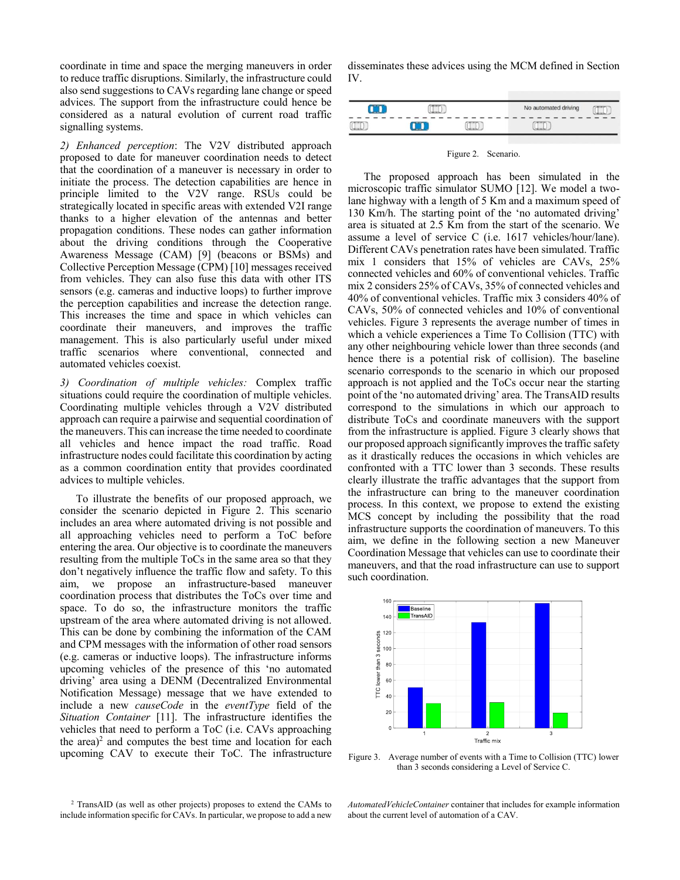coordinate in time and space the merging maneuvers in order to reduce traffic disruptions. Similarly, the infrastructure could also send suggestions to CAVs regarding lane change or speed advices. The support from the infrastructure could hence be considered as a natural evolution of current road traffic signalling systems.

*2) Enhanced perception*: The V2V distributed approach proposed to date for maneuver coordination needs to detect that the coordination of a maneuver is necessary in order to initiate the process. The detection capabilities are hence in principle limited to the V2V range. RSUs could be strategically located in specific areas with extended V2I range thanks to a higher elevation of the antennas and better propagation conditions. These nodes can gather information about the driving conditions through the Cooperative Awareness Message (CAM) [9] (beacons or BSMs) and Collective Perception Message (CPM) [10] messages received from vehicles. They can also fuse this data with other ITS sensors (e.g. cameras and inductive loops) to further improve the perception capabilities and increase the detection range. This increases the time and space in which vehicles can coordinate their maneuvers, and improves the traffic management. This is also particularly useful under mixed traffic scenarios where conventional, connected and automated vehicles coexist.

*3) Coordination of multiple vehicles:* Complex traffic situations could require the coordination of multiple vehicles. Coordinating multiple vehicles through a V2V distributed approach can require a pairwise and sequential coordination of the maneuvers. This can increase the time needed to coordinate all vehicles and hence impact the road traffic. Road infrastructure nodes could facilitate this coordination by acting as a common coordination entity that provides coordinated advices to multiple vehicles.

To illustrate the benefits of our proposed approach, we consider the scenario depicted in Figure 2. This scenario includes an area where automated driving is not possible and all approaching vehicles need to perform a ToC before entering the area. Our objective is to coordinate the maneuvers resulting from the multiple ToCs in the same area so that they don't negatively influence the traffic flow and safety. To this aim, we propose an infrastructure-based maneuver coordination process that distributes the ToCs over time and space. To do so, the infrastructure monitors the traffic upstream of the area where automated driving is not allowed. This can be done by combining the information of the CAM and CPM messages with the information of other road sensors (e.g. cameras or inductive loops). The infrastructure informs upcoming vehicles of the presence of this 'no automated driving' area using a DENM (Decentralized Environmental Notification Message) that we have extended to include a new *causeCode* in the *eventType* field of the *Situation Container* [11]. The infrastructure identifies the vehicles that need to perform a ToC (i.e. CAVs approaching the area)[2] and computes the best time and location for each upcoming CAV to execute their ToC. The infrastructure disseminates these advices using the MCM defined in Section IV.

Figure 2. Scenario.

The proposed approach has been simulated in the microscopic traffic simulator SUMO [12]. We model a two-lane highway with a length of 5 Km and a maximum speed of 130 Km/h. The starting point of the 'no automated driving' area is situated at 2.5 Km from the start of the scenario. We assume a level of service C (i.e. 1617 vehicles/hour/lane). Different CAVs penetration rates have been simulated. Traffic mix 1 considers that 15% of vehicles are CAVs, 25% connected vehicles and 60% of conventional vehicles. Traffic mix 2 considers 25% of CAVs, 35% of connected vehicles and 40% of conventional vehicles. Traffic mix 3 considers 40% of CAVs, 50% of connected vehicles and 10% of conventional vehicles. Figure 3 represents the average number of times in which a vehicle experiences a Time To Collision (TTC) with any other neighbouring vehicle lower than three seconds (and hence there is a potential risk of collision). The baseline scenario corresponds to the scenario in which our proposed approach is not applied and the ToCs occur near the starting point of the 'no automated driving' area. The TransAID results correspond to the simulations in which our approach to distribute ToCs and coordinate maneuvers with the support from the infrastructure is applied. Figure 3 clearly shows that our proposed approach significantly improves the traffic safety as it drastically reduces the occasions in which vehicles are confronted with a TTC lower than 3 seconds. These results clearly illustrate the traffic advantages that the support from the infrastructure can bring to the maneuver coordination process. In this context, we propose to extend the existing MCS concept by including the possibility that the road infrastructure supports the coordination of maneuvers. To this aim, we define in the following section a new Maneuver Coordination Message that vehicles can use to coordinate their maneuvers, and that the road infrastructure can use to support such coordination.

Figure 3. Average number of events with a Time to Collision (TTC) lower than 3 seconds considering a Level of Service C.

[2] TransAID (as well as other projects) proposes to extend the CAMs to include information specific for CAVs. In particular, we propose to add a new *AutomatedVehicleContainer* container that includes for example information about the current level of automation of a CAV.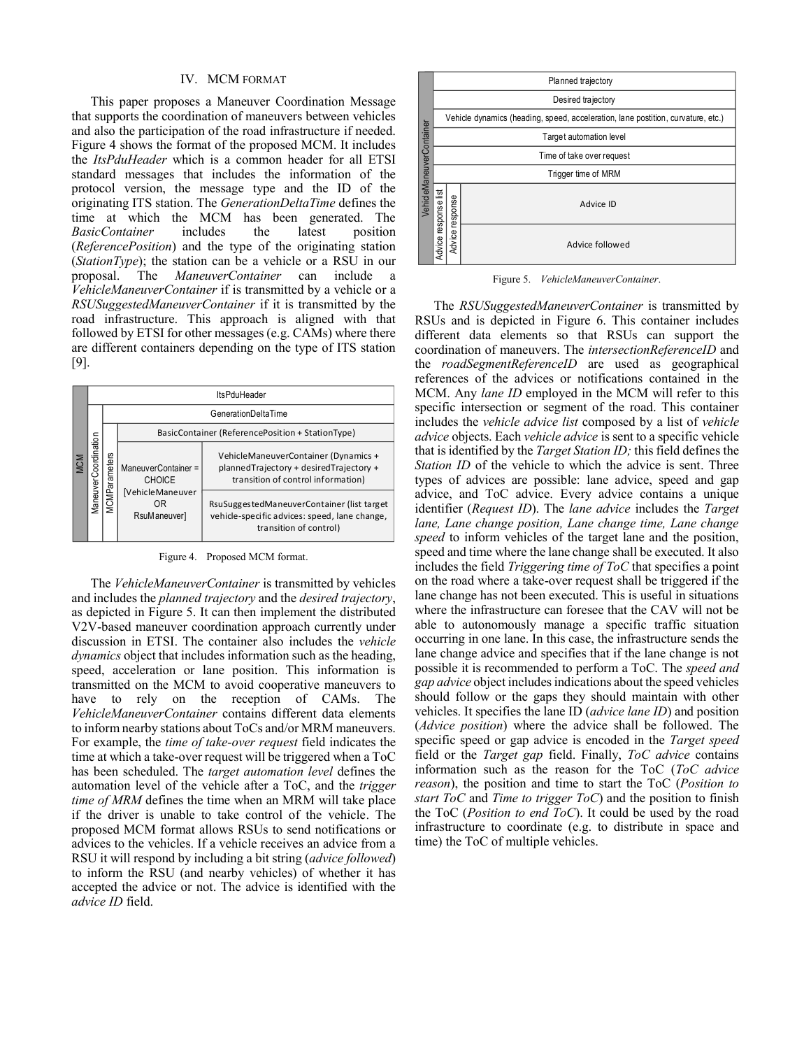## IV. MCM FORMAT

This paper proposes a Maneuver Coordination Message that supports the coordination of maneuvers between vehicles and also the participation of the road infrastructure if needed. Figure 4 shows the format of the proposed MCM. It includes the *ItsPduHeader* which is a common header for all ETSI standard messages that includes the information of the protocol version, the message type and the ID of the originating ITS station. The *GenerationDeltaTime* defines the time at which the MCM has been generated. The *BasicContainer* includes the latest position (*ReferencePosition*) and the type of the originating station (*StationType*); the station can be a vehicle or a RSU in our proposal. The *ManeuverContainer* can include a *VehicleManeuverContainer* if is transmitted by a vehicle or a *RSUSuggestedManeuverContainer* if it is transmitted by the road infrastructure. This approach is aligned with that followed by ETSI for other messages (e.g. CAMs) where there are different containers depending on the type of ITS station [9].

| MCM | | | | |
|---|---|---|---|---|
| | ItsPduHeader | | | |
| | ManeuverCoordination | GenerationDeltaTime | | |
| | | MCMParameters | BasicContainer (ReferencePosition + StationType) | |
| | | | ManeuverContainer = CHOICE [VehicleManeuver OR RsuManeuver] | VehicleManeuverContainer (Dynamics + plannedTrajectory + desiredTrajectory + transition of control information) |
| | | | | RsuSuggestedManeuverContainer (list target vehicle-specific advices: speed, lane change, transition of control) |

Figure 4. Proposed MCM format.

The *VehicleManeuverContainer* is transmitted by vehicles and includes the *planned trajectory* and the *desired trajectory*, as depicted in Figure 5. It can then implement the distributed V2V-based maneuver coordination approach currently under discussion in ETSI. The container also includes the *vehicle dynamics* object that includes information such as the heading, speed, acceleration or lane position. This information is transmitted on the MCM to avoid cooperative maneuvers to have to rely on the reception of CAMs. The *VehicleManeuverContainer* contains different data elements to inform nearby stations about ToCs and/or MRM maneuvers. For example, the *time of take-over request* field indicates the time at which a take-over request will be triggered when a ToC has been scheduled. The *target automation level* defines the automation level of the vehicle after a ToC, and the *trigger time of MRM* defines the time when an MRM will take place if the driver is unable to take control of the vehicle. The proposed MCM format allows RSUs to send notifications or advices to the vehicles. If a vehicle receives an advice from a RSU it will respond by including a bit string (*advice followed*) to inform the RSU (and nearby vehicles) of whether it has accepted the advice or not. The advice is identified with the *advice ID* field.

| VehicleManeuverContainer | | | |
|---|---|---|---|
| | Planned trajectory | | |
| | Desired trajectory | | |
| | Vehicle dynamics (heading, speed, acceleration, lane postition, curvature, etc.) | | |
| | Target automation level | | |
| | Time of take over request | | |
| | Trigger time of MRM | | |
| | Advice response list | Advice response | Advice ID |
| | | | Advice followed |

Figure 5. *VehicleManeuverContainer*.

The *RSUSuggestedManeuverContainer* is transmitted by RSUs and is depicted in Figure 6. This container includes different data elements so that RSUs can support the coordination of maneuvers. The *intersectionReferenceID* and the *roadSegmentReferenceID* are used as geographical references of the advices or notifications contained in the MCM. Any *lane ID* employed in the MCM will refer to this specific intersection or segment of the road. This container includes the *vehicle advice list* composed by a list of *vehicle advice* objects. Each *vehicle advice* is sent to a specific vehicle that is identified by the *Target Station ID;* this field defines the *Station ID* of the vehicle to which the advice is sent. Three types of advices are possible: lane advice, speed and gap advice, and ToC advice. Every advice contains a unique identifier (*Request ID*). The *lane advice* includes the *Target lane, Lane change position, Lane change time, Lane change speed* to inform vehicles of the target lane and the position, speed and time where the lane change shall be executed. It also includes the field *Triggering time of ToC* that specifies a point on the road where a take-over request shall be triggered if the lane change has not been executed. This is useful in situations where the infrastructure can foresee that the CAV will not be able to autonomously manage a specific traffic situation occurring in one lane. In this case, the infrastructure sends the lane change advice and specifies that if the lane change is not possible it is recommended to perform a ToC. The *speed and gap advice* object includes indications about the speed vehicles should follow or the gaps they should maintain with other vehicles. It specifies the lane ID (*advice lane ID*) and position (*Advice position*) where the advice shall be followed. The specific speed or gap advice is encoded in the *Target speed* field or the *Target gap* field. Finally, *ToC advice* contains information such as the reason for the ToC (*ToC advice reason*), the position and time to start the ToC (*Position to start ToC* and *Time to trigger ToC*) and the position to finish the ToC (*Position to end ToC*). It could be used by the road infrastructure to coordinate (e.g. to distribute in space and time) the ToC of multiple vehicles.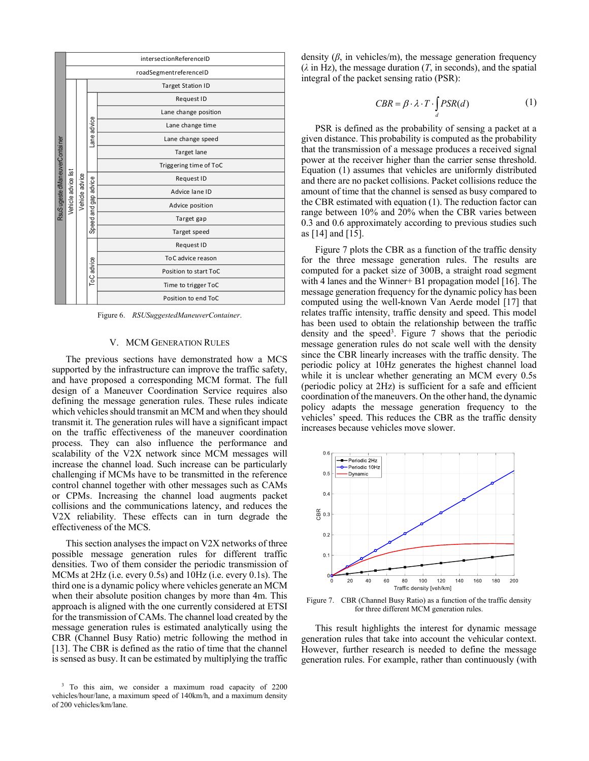| RsuSugestedManeuverContainer | | | | |
|---|---|---|---|---|
| | intersectionReferenceID | | | |
| | roadSegmentreferenceID | | | |
| | Vehicle advice list | Vehicle advice | Target Station ID | |
| | | | Lane advice | Request ID |
| | | | | Lane change position |
| | | | | Lane change time |
| | | | | Lane change speed |
| | | | | Target lane |
| | | | | Triggering time of ToC |
| | | | Speed and gap advice | Request ID |
| | | | | Advice lane ID |
| | | | | Advice position |
| | | | | Target gap |
| | | | | Target speed |
| | | | ToC advice | Request ID |
| | | | | ToC advice reason |
| | | | | Position to start ToC |
| | | | | Time to trigger ToC |
| | | | | Position to end ToC |

Figure 6. *RSUSuggestedManeuverContainer*.

## V. MCM Generation Rules

The previous sections have demonstrated how a MCS supported by the infrastructure can improve the traffic safety, and have proposed a corresponding MCM format. The full design of a Maneuver Coordination Service requires also defining the message generation rules. These rules indicate which vehicles should transmit an MCM and when they should transmit it. The generation rules will have a significant impact on the traffic effectiveness of the maneuver coordination process. They can also influence the performance and scalability of the V2X network since MCM messages will increase the channel load. Such increase can be particularly challenging if MCMs have to be transmitted in the reference control channel together with other messages such as CAMs or CPMs. Increasing the channel load augments packet collisions and the communications latency, and reduces the V2X reliability. These effects can in turn degrade the effectiveness of the MCS.

This section analyses the impact on V2X networks of three possible message generation rules for different traffic densities. Two of them consider the periodic transmission of MCMs at 2Hz (i.e. every 0.5s) and 10Hz (i.e. every 0.1s). The third one is a dynamic policy where vehicles generate an MCM when their absolute position changes by more than 4m. This approach is aligned with the one currently considered at ETSI for the transmission of CAMs. The channel load created by the message generation rules is estimated analytically using the CBR (Channel Busy Ratio) metric following the method in [13]. The CBR is defined as the ratio of time that the channel is sensed as busy. It can be estimated by multiplying the traffic density ($\beta$, in vehicles/m), the message generation frequency ($\lambda$ in Hz), the message duration ($T$, in seconds), and the spatial integral of the packet sensing ratio (PSR):

$$CBR = \beta \cdot \lambda \cdot T \cdot \int_{d} PSR(d) \tag{1}$$

PSR is defined as the probability of sensing a packet at a given distance. This probability is computed as the probability that the transmission of a message produces a received signal power at the receiver higher than the carrier sense threshold. Equation (1) assumes that vehicles are uniformly distributed and there are no packet collisions. Packet collisions reduce the amount of time that the channel is sensed as busy compared to the CBR estimated with equation (1). The reduction factor can range between 10% and 20% when the CBR varies between 0.3 and 0.6 approximately according to previous studies such as [14] and [15].

Figure 7 plots the CBR as a function of the traffic density for the three message generation rules. The results are computed for a packet size of 300B, a straight road segment with 4 lanes and the Winner+ B1 propagation model [16]. The message generation frequency for the dynamic policy has been computed using the well-known Van Aerde model [17] that relates traffic intensity, traffic density and speed. This model has been used to obtain the relationship between the traffic density and the speed[3]. Figure 7 shows that the periodic message generation rules do not scale well with the density since the CBR linearly increases with the traffic density. The periodic policy at 10Hz generates the highest channel load while it is unclear whether generating an MCM every 0.5s (periodic policy at 2Hz) is sufficient for a safe and efficient coordination of the maneuvers. On the other hand, the dynamic policy adapts the message generation frequency to the vehicles' speed. This reduces the CBR as the traffic density increases because vehicles move slower.

Figure 7. CBR (Channel Busy Ratio) as a function of the traffic density for three different MCM generation rules.

This result highlights the interest for dynamic message generation rules that take into account the vehicular context. However, further research is needed to define the message generation rules. For example, rather than continuously (with

[3] To this aim, we consider a maximum road capacity of 2200 vehicles/hour/lane, a maximum speed of 140km/h, and a maximum density of 200 vehicles/km/lane.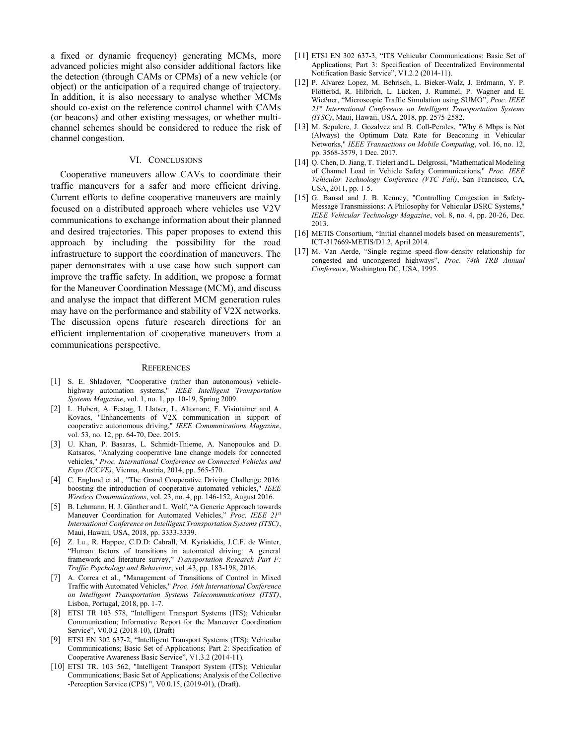a fixed or dynamic frequency) generating MCMs, more advanced policies might also consider additional factors like the detection (through CAMs or CPMs) of a new vehicle (or object) or the anticipation of a required change of trajectory. In addition, it is also necessary to analyse whether MCMs should co-exist on the reference control channel with CAMs (or beacons) and other existing messages, or whether multi-channel schemes should be considered to reduce the risk of channel congestion.

## VI. Conclusions

Cooperative maneuvers allow CAVs to coordinate their traffic maneuvers for a safer and more efficient driving. Current efforts to define cooperative maneuvers are mainly focused on a distributed approach where vehicles use V2V communications to exchange information about their planned and desired trajectories. This paper proposes to extend this approach by including the possibility for the road infrastructure to support the coordination of maneuvers. The paper demonstrates with a use case how such support can improve the traffic safety. In addition, we propose a format for the Maneuver Coordination Message (MCM), and discuss and analyse the impact that different MCM generation rules may have on the performance and stability of V2X networks. The discussion opens future research directions for an efficient implementation of cooperative maneuvers from a communications perspective.

## References

[1] S. E. Shladover, "Cooperative (rather than autonomous) vehicle-highway automation systems," *IEEE Intelligent Transportation Systems Magazine*, vol. 1, no. 1, pp. 10-19, Spring 2009.

[2] L. Hobert, A. Festag, I. Llatser, L. Altomare, F. Visintainer and A. Kovacs, "Enhancements of V2X communication in support of cooperative autonomous driving," *IEEE Communications Magazine*, vol. 53, no. 12, pp. 64-70, Dec. 2015.

[3] U. Khan, P. Basaras, L. Schmidt-Thieme, A. Nanopoulos and D. Katsaros, "Analyzing cooperative lane change models for connected vehicles," *Proc. International Conference on Connected Vehicles and Expo (ICCVE)*, Vienna, Austria, 2014, pp. 565-570.

[4] C. Englund et al., "The Grand Cooperative Driving Challenge 2016: boosting the introduction of cooperative automated vehicles," *IEEE Wireless Communications*, vol. 23, no. 4, pp. 146-152, August 2016.

[5] B. Lehmann, H. J. Günther and L. Wolf, "A Generic Approach towards Maneuver Coordination for Automated Vehicles," *Proc. IEEE 21st International Conference on Intelligent Transportation Systems (ITSC)*, Maui, Hawaii, USA, 2018, pp. 3333-3339.

[6] Z. Lu., R. Happee, C.D.D: Cabrall, M. Kyriakidis, J.C.F. de Winter, "Human factors of transitions in automated driving: A general framework and literature survey," *Transportation Research Part F: Traffic Psychology and Behaviour*, vol .43, pp. 183-198, 2016.

[7] A. Correa et al., "Management of Transitions of Control in Mixed Traffic with Automated Vehicles," *Proc. 16th International Conference on Intelligent Transportation Systems Telecommunications (ITST)*, Lisboa, Portugal, 2018, pp. 1-7.

[8] ETSI TR 103 578, "Intelligent Transport Systems (ITS); Vehicular Communication; Informative Report for the Maneuver Coordination Service", V0.0.2 (2018-10), (Draft)

[9] ETSI EN 302 637-2, "Intelligent Transport Systems (ITS); Vehicular Communications; Basic Set of Applications; Part 2: Specification of Cooperative Awareness Basic Service", V1.3.2 (2014-11).

[10] ETSI TR. 103 562, "Intelligent Transport System (ITS); Vehicular Communications; Basic Set of Applications; Analysis of the Collective -Perception Service (CPS) ", V0.0.15, (2019-01), (Draft).

[11] ETSI EN 302 637-3, "ITS Vehicular Communications: Basic Set of Applications; Part 3: Specification of Decentralized Environmental Notification Basic Service", V1.2.2 (2014-11).

[12] P. Alvarez Lopez, M. Behrisch, L. Bieker-Walz, J. Erdmann, Y. P. Flötteröd, R. Hilbrich, L. Lücken, J. Rummel, P. Wagner and E. Wießner, "Microscopic Traffic Simulation using SUMO", *Proc. IEEE 21st International Conference on Intelligent Transportation Systems (ITSC)*, Maui, Hawaii, USA, 2018, pp. 2575-2582.

[13] M. Sepulcre, J. Gozalvez and B. Coll-Perales, "Why 6 Mbps is Not (Always) the Optimum Data Rate for Beaconing in Vehicular Networks," *IEEE Transactions on Mobile Computing*, vol. 16, no. 12, pp. 3568-3579, 1 Dec. 2017.

[14] Q. Chen, D. Jiang, T. Tielert and L. Delgrossi, "Mathematical Modeling of Channel Load in Vehicle Safety Communications," *Proc. IEEE Vehicular Technology Conference (VTC Fall)*, San Francisco, CA, USA, 2011, pp. 1-5.

[15] G. Bansal and J. B. Kenney, "Controlling Congestion in Safety-Message Transmissions: A Philosophy for Vehicular DSRC Systems," *IEEE Vehicular Technology Magazine*, vol. 8, no. 4, pp. 20-26, Dec. 2013.

[16] METIS Consortium, "Initial channel models based on measurements", ICT-317669-METIS/D1.2, April 2014.

[17] M. Van Aerde, "Single regime speed-flow-density relationship for congested and uncongested highways", *Proc. 74th TRB Annual Conference*, Washington DC, USA, 1995.